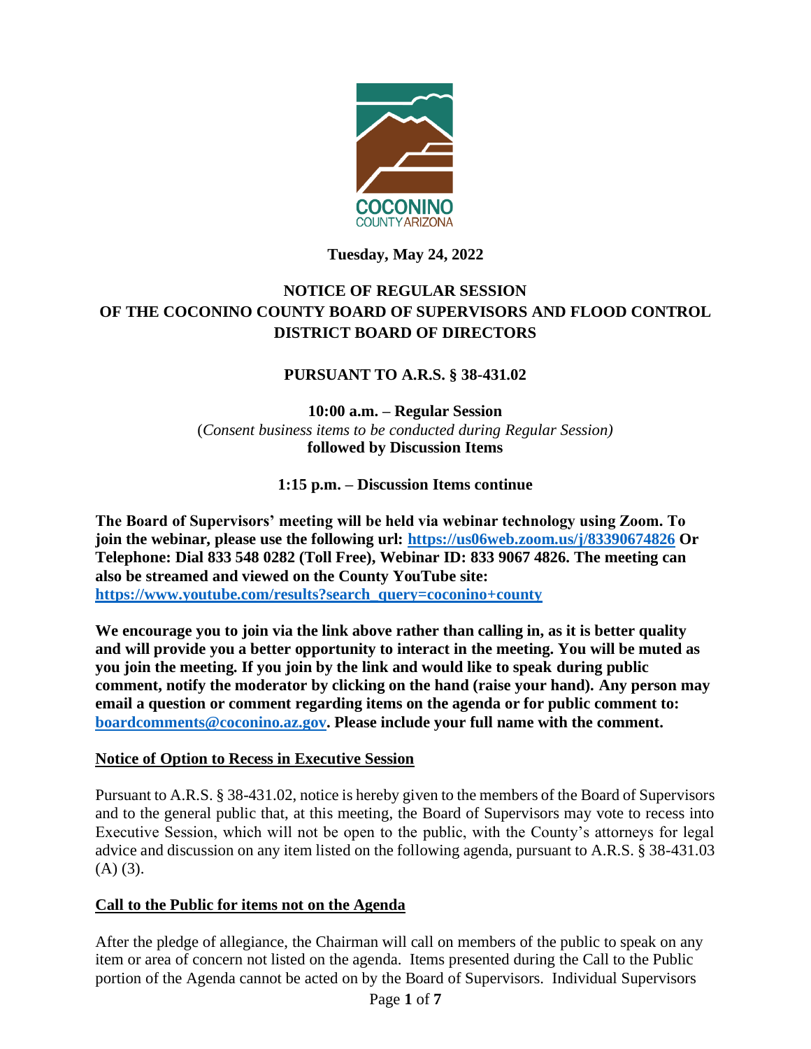COCONINO
COUNTY ARIZONA

**Tuesday, May 24, 2022**

# NOTICE OF REGULAR SESSION OF THE COCONINO COUNTY BOARD OF SUPERVISORS AND FLOOD CONTROL DISTRICT BOARD OF DIRECTORS

## PURSUANT TO A.R.S. § 38-431.02

**10:00 a.m. – Regular Session**
(*Consent business items to be conducted during Regular Session)*
**followed by Discussion Items**

**1:15 p.m. – Discussion Items continue**

**The Board of Supervisors' meeting will be held via webinar technology using Zoom. To join the webinar, please use the following url: https://us06web.zoom.us/j/83390674826 Or Telephone: Dial 833 548 0282 (Toll Free), Webinar ID: 833 9067 4826. The meeting can also be streamed and viewed on the County YouTube site: https://www.youtube.com/results?search_query=coconino+county**

**We encourage you to join via the link above rather than calling in, as it is better quality and will provide you a better opportunity to interact in the meeting. You will be muted as you join the meeting. If you join by the link and would like to speak during public comment, notify the moderator by clicking on the hand (raise your hand). Any person may email a question or comment regarding items on the agenda or for public comment to: boardcomments@coconino.az.gov. Please include your full name with the comment.**

**Notice of Option to Recess in Executive Session**

Pursuant to A.R.S. § 38-431.02, notice is hereby given to the members of the Board of Supervisors and to the general public that, at this meeting, the Board of Supervisors may vote to recess into Executive Session, which will not be open to the public, with the County's attorneys for legal advice and discussion on any item listed on the following agenda, pursuant to A.R.S. § 38-431.03 (A) (3).

**Call to the Public for items not on the Agenda**

After the pledge of allegiance, the Chairman will call on members of the public to speak on any item or area of concern not listed on the agenda. Items presented during the Call to the Public portion of the Agenda cannot be acted on by the Board of Supervisors. Individual Supervisors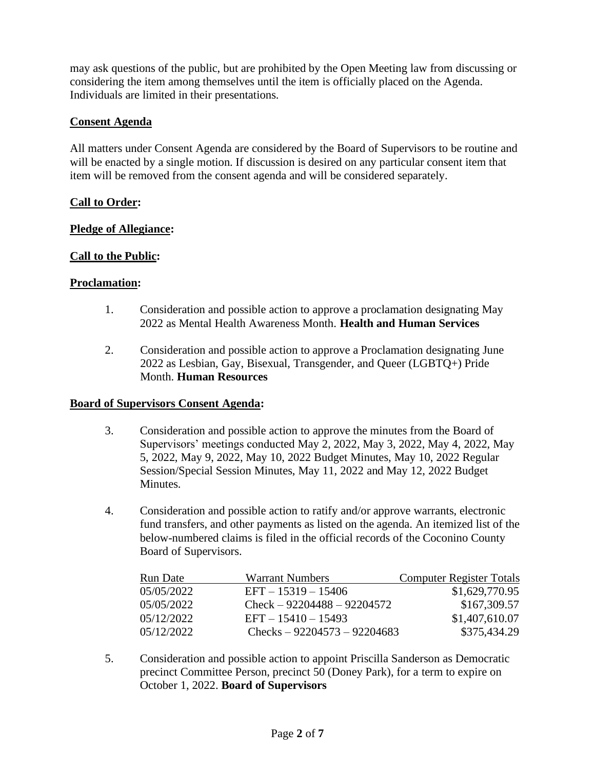may ask questions of the public, but are prohibited by the Open Meeting law from discussing or considering the item among themselves until the item is officially placed on the Agenda. Individuals are limited in their presentations.

**Consent Agenda**

All matters under Consent Agenda are considered by the Board of Supervisors to be routine and will be enacted by a single motion. If discussion is desired on any particular consent item that item will be removed from the consent agenda and will be considered separately.

**Call to Order:**

**Pledge of Allegiance:**

**Call to the Public:**

**Proclamation:**

1. Consideration and possible action to approve a proclamation designating May 2022 as Mental Health Awareness Month. **Health and Human Services**

2. Consideration and possible action to approve a Proclamation designating June 2022 as Lesbian, Gay, Bisexual, Transgender, and Queer (LGBTQ+) Pride Month. **Human Resources**

**Board of Supervisors Consent Agenda:**

3. Consideration and possible action to approve the minutes from the Board of Supervisors' meetings conducted May 2, 2022, May 3, 2022, May 4, 2022, May 5, 2022, May 9, 2022, May 10, 2022 Budget Minutes, May 10, 2022 Regular Session/Special Session Minutes, May 11, 2022 and May 12, 2022 Budget Minutes.

4. Consideration and possible action to ratify and/or approve warrants, electronic fund transfers, and other payments as listed on the agenda. An itemized list of the below-numbered claims is filed in the official records of the Coconino County Board of Supervisors.

| Run Date | Warrant Numbers | Computer Register Totals |
|---|---|---|
| 05/05/2022 | EFT – 15319 – 15406 | $1,629,770.95 |
| 05/05/2022 | Check – 92204488 – 92204572 | $167,309.57 |
| 05/12/2022 | EFT – 15410 – 15493 | $1,407,610.07 |
| 05/12/2022 | Checks – 92204573 – 92204683 | $375,434.29 |

5. Consideration and possible action to appoint Priscilla Sanderson as Democratic precinct Committee Person, precinct 50 (Doney Park), for a term to expire on October 1, 2022. **Board of Supervisors**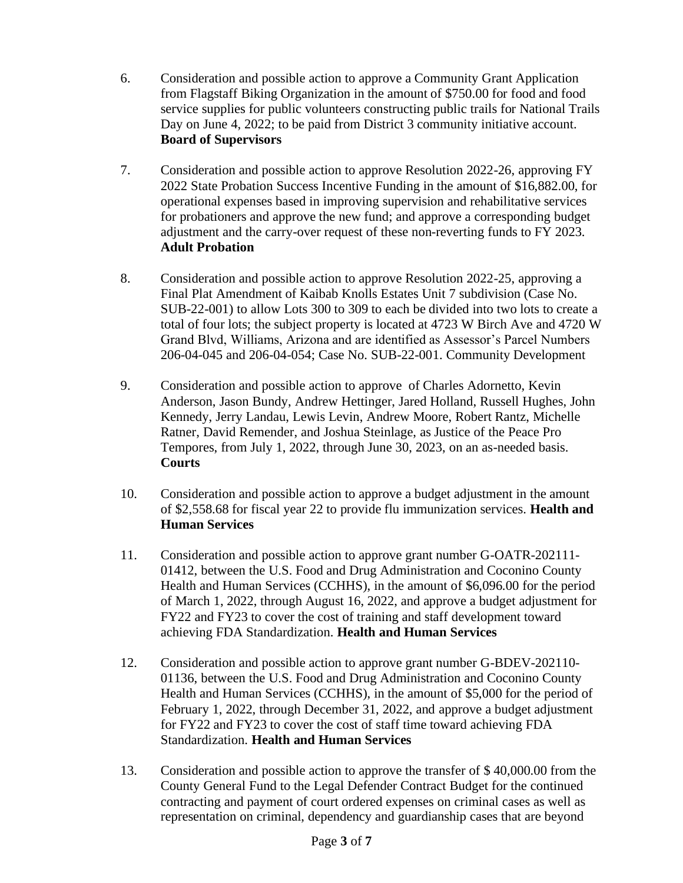6. Consideration and possible action to approve a Community Grant Application from Flagstaff Biking Organization in the amount of $750.00 for food and food service supplies for public volunteers constructing public trails for National Trails Day on June 4, 2022; to be paid from District 3 community initiative account. **Board of Supervisors**

7. Consideration and possible action to approve Resolution 2022-26, approving FY 2022 State Probation Success Incentive Funding in the amount of $16,882.00, for operational expenses based in improving supervision and rehabilitative services for probationers and approve the new fund; and approve a corresponding budget adjustment and the carry-over request of these non-reverting funds to FY 2023. **Adult Probation**

8. Consideration and possible action to approve Resolution 2022-25, approving a Final Plat Amendment of Kaibab Knolls Estates Unit 7 subdivision (Case No. SUB-22-001) to allow Lots 300 to 309 to each be divided into two lots to create a total of four lots; the subject property is located at 4723 W Birch Ave and 4720 W Grand Blvd, Williams, Arizona and are identified as Assessor's Parcel Numbers 206-04-045 and 206-04-054; Case No. SUB-22-001. Community Development

9. Consideration and possible action to approve of Charles Adornetto, Kevin Anderson, Jason Bundy, Andrew Hettinger, Jared Holland, Russell Hughes, John Kennedy, Jerry Landau, Lewis Levin, Andrew Moore, Robert Rantz, Michelle Ratner, David Remender, and Joshua Steinlage, as Justice of the Peace Pro Tempores, from July 1, 2022, through June 30, 2023, on an as-needed basis. **Courts**

10. Consideration and possible action to approve a budget adjustment in the amount of $2,558.68 for fiscal year 22 to provide flu immunization services. **Health and Human Services**

11. Consideration and possible action to approve grant number G-OATR-202111-01412, between the U.S. Food and Drug Administration and Coconino County Health and Human Services (CCHHS), in the amount of $6,096.00 for the period of March 1, 2022, through August 16, 2022, and approve a budget adjustment for FY22 and FY23 to cover the cost of training and staff development toward achieving FDA Standardization. **Health and Human Services**

12. Consideration and possible action to approve grant number G-BDEV-202110-01136, between the U.S. Food and Drug Administration and Coconino County Health and Human Services (CCHHS), in the amount of $5,000 for the period of February 1, 2022, through December 31, 2022, and approve a budget adjustment for FY22 and FY23 to cover the cost of staff time toward achieving FDA Standardization. **Health and Human Services**

13. Consideration and possible action to approve the transfer of $ 40,000.00 from the County General Fund to the Legal Defender Contract Budget for the continued contracting and payment of court ordered expenses on criminal cases as well as representation on criminal, dependency and guardianship cases that are beyond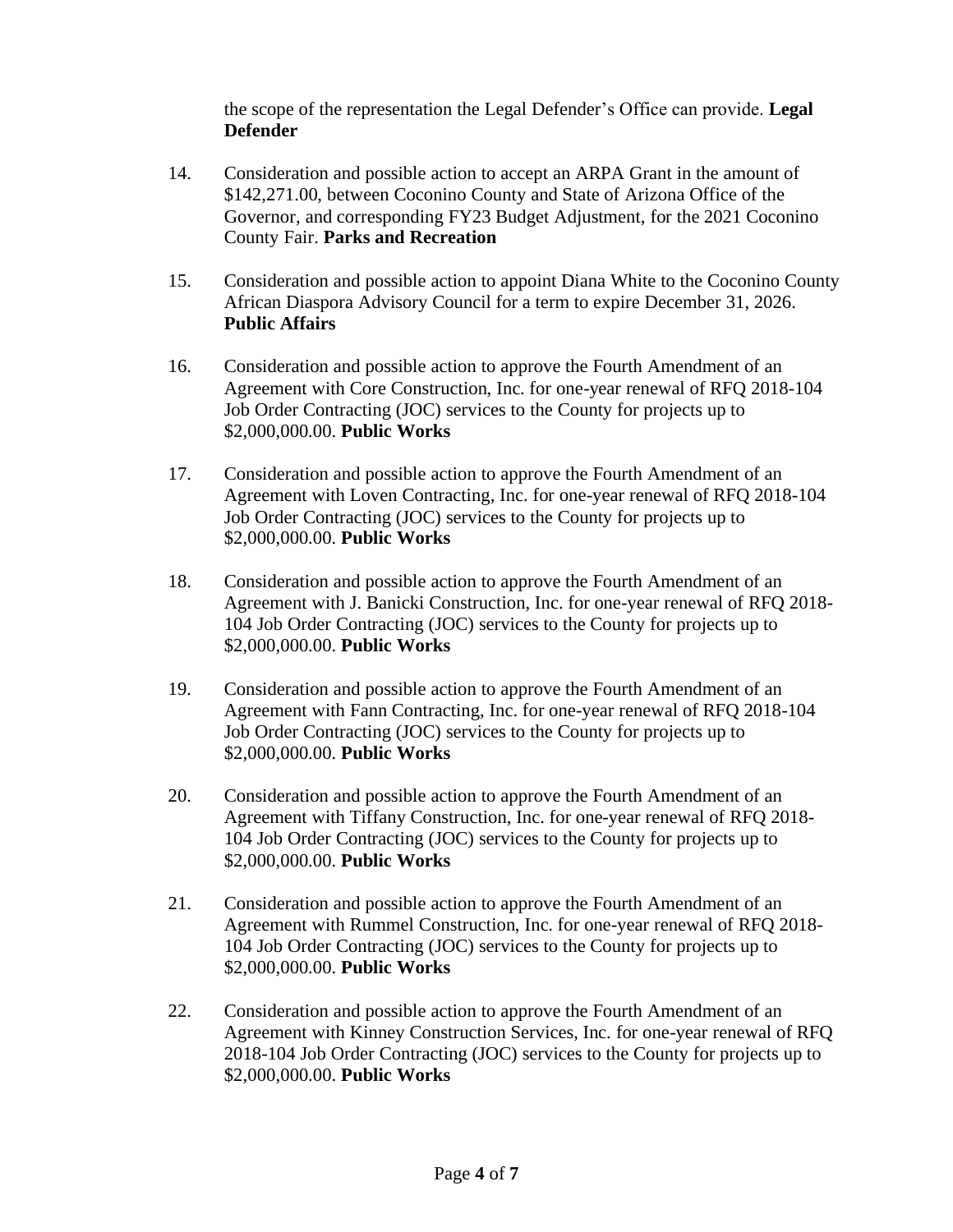the scope of the representation the Legal Defender's Office can provide. **Legal Defender**

14. Consideration and possible action to accept an ARPA Grant in the amount of $142,271.00, between Coconino County and State of Arizona Office of the Governor, and corresponding FY23 Budget Adjustment, for the 2021 Coconino County Fair. **Parks and Recreation**

15. Consideration and possible action to appoint Diana White to the Coconino County African Diaspora Advisory Council for a term to expire December 31, 2026. **Public Affairs**

16. Consideration and possible action to approve the Fourth Amendment of an Agreement with Core Construction, Inc. for one-year renewal of RFQ 2018-104 Job Order Contracting (JOC) services to the County for projects up to $2,000,000.00. **Public Works**

17. Consideration and possible action to approve the Fourth Amendment of an Agreement with Loven Contracting, Inc. for one-year renewal of RFQ 2018-104 Job Order Contracting (JOC) services to the County for projects up to $2,000,000.00. **Public Works**

18. Consideration and possible action to approve the Fourth Amendment of an Agreement with J. Banicki Construction, Inc. for one-year renewal of RFQ 2018-104 Job Order Contracting (JOC) services to the County for projects up to $2,000,000.00. **Public Works**

19. Consideration and possible action to approve the Fourth Amendment of an Agreement with Fann Contracting, Inc. for one-year renewal of RFQ 2018-104 Job Order Contracting (JOC) services to the County for projects up to $2,000,000.00. **Public Works**

20. Consideration and possible action to approve the Fourth Amendment of an Agreement with Tiffany Construction, Inc. for one-year renewal of RFQ 2018-104 Job Order Contracting (JOC) services to the County for projects up to $2,000,000.00. **Public Works**

21. Consideration and possible action to approve the Fourth Amendment of an Agreement with Rummel Construction, Inc. for one-year renewal of RFQ 2018-104 Job Order Contracting (JOC) services to the County for projects up to $2,000,000.00. **Public Works**

22. Consideration and possible action to approve the Fourth Amendment of an Agreement with Kinney Construction Services, Inc. for one-year renewal of RFQ 2018-104 Job Order Contracting (JOC) services to the County for projects up to $2,000,000.00. **Public Works**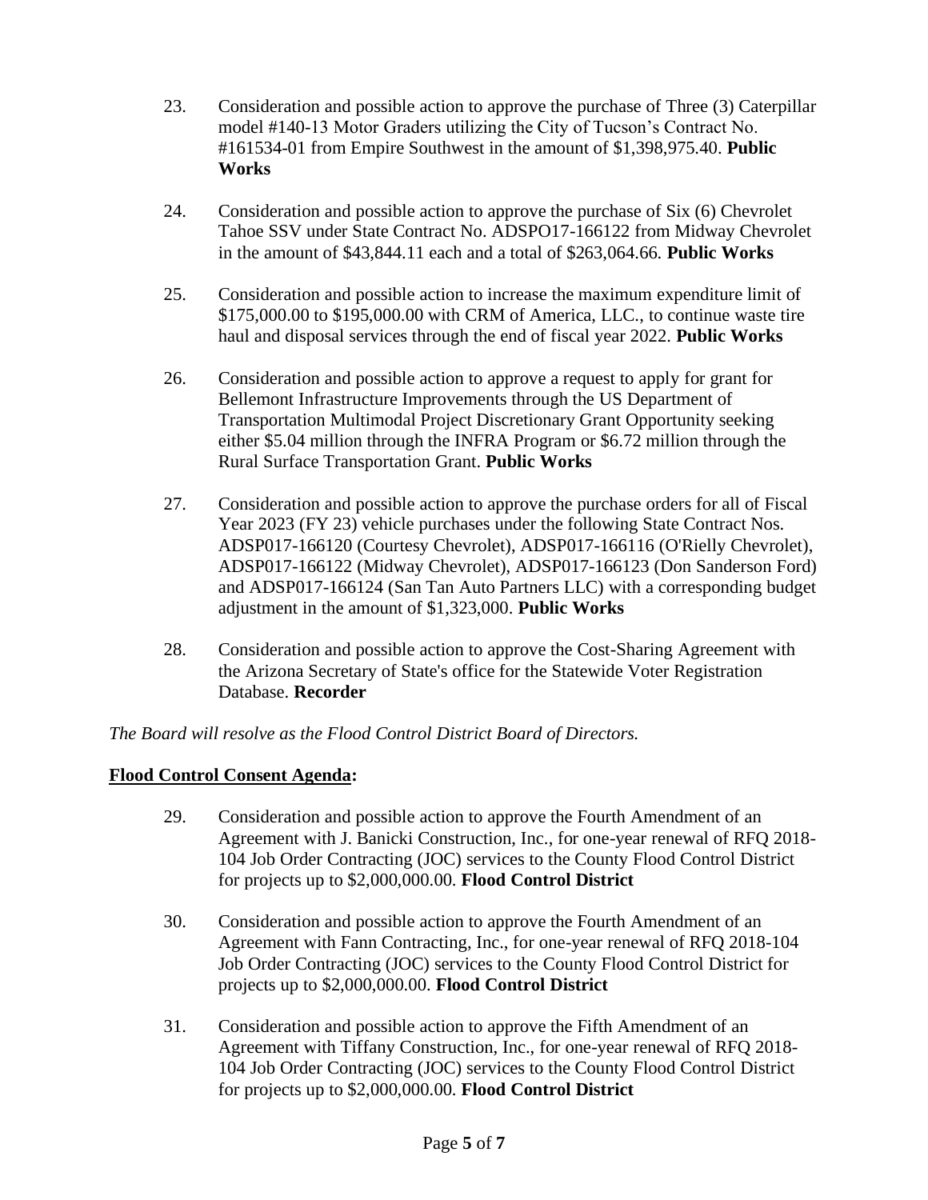23. Consideration and possible action to approve the purchase of Three (3) Caterpillar model #140-13 Motor Graders utilizing the City of Tucson's Contract No. #161534-01 from Empire Southwest in the amount of $1,398,975.40. **Public Works**

24. Consideration and possible action to approve the purchase of Six (6) Chevrolet Tahoe SSV under State Contract No. ADSPO17-166122 from Midway Chevrolet in the amount of $43,844.11 each and a total of $263,064.66. **Public Works**

25. Consideration and possible action to increase the maximum expenditure limit of $175,000.00 to $195,000.00 with CRM of America, LLC., to continue waste tire haul and disposal services through the end of fiscal year 2022. **Public Works**

26. Consideration and possible action to approve a request to apply for grant for Bellemont Infrastructure Improvements through the US Department of Transportation Multimodal Project Discretionary Grant Opportunity seeking either $5.04 million through the INFRA Program or $6.72 million through the Rural Surface Transportation Grant. **Public Works**

27. Consideration and possible action to approve the purchase orders for all of Fiscal Year 2023 (FY 23) vehicle purchases under the following State Contract Nos. ADSP017-166120 (Courtesy Chevrolet), ADSP017-166116 (O'Rielly Chevrolet), ADSP017-166122 (Midway Chevrolet), ADSP017-166123 (Don Sanderson Ford) and ADSP017-166124 (San Tan Auto Partners LLC) with a corresponding budget adjustment in the amount of $1,323,000. **Public Works**

28. Consideration and possible action to approve the Cost-Sharing Agreement with the Arizona Secretary of State's office for the Statewide Voter Registration Database. **Recorder**

*The Board will resolve as the Flood Control District Board of Directors.*

**Flood Control Consent Agenda:**

29. Consideration and possible action to approve the Fourth Amendment of an Agreement with J. Banicki Construction, Inc., for one-year renewal of RFQ 2018-104 Job Order Contracting (JOC) services to the County Flood Control District for projects up to $2,000,000.00. **Flood Control District**

30. Consideration and possible action to approve the Fourth Amendment of an Agreement with Fann Contracting, Inc., for one-year renewal of RFQ 2018-104 Job Order Contracting (JOC) services to the County Flood Control District for projects up to $2,000,000.00. **Flood Control District**

31. Consideration and possible action to approve the Fifth Amendment of an Agreement with Tiffany Construction, Inc., for one-year renewal of RFQ 2018-104 Job Order Contracting (JOC) services to the County Flood Control District for projects up to $2,000,000.00. **Flood Control District**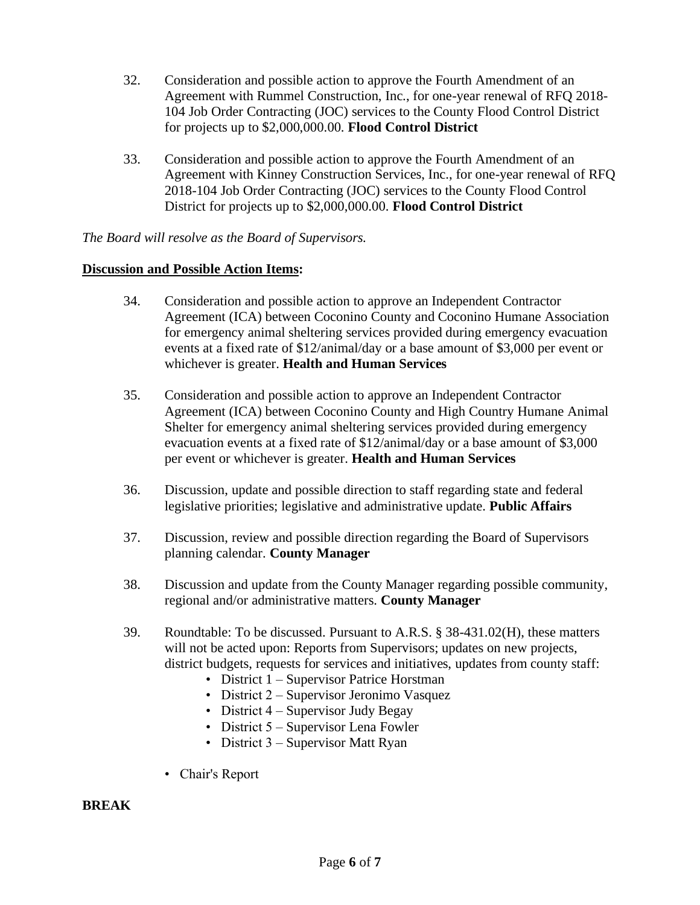32. Consideration and possible action to approve the Fourth Amendment of an Agreement with Rummel Construction, Inc., for one-year renewal of RFQ 2018-104 Job Order Contracting (JOC) services to the County Flood Control District for projects up to $2,000,000.00. **Flood Control District**

33. Consideration and possible action to approve the Fourth Amendment of an Agreement with Kinney Construction Services, Inc., for one-year renewal of RFQ 2018-104 Job Order Contracting (JOC) services to the County Flood Control District for projects up to $2,000,000.00. **Flood Control District**

*The Board will resolve as the Board of Supervisors.*

**Discussion and Possible Action Items:**

34. Consideration and possible action to approve an Independent Contractor Agreement (ICA) between Coconino County and Coconino Humane Association for emergency animal sheltering services provided during emergency evacuation events at a fixed rate of $12/animal/day or a base amount of $3,000 per event or whichever is greater. **Health and Human Services**

35. Consideration and possible action to approve an Independent Contractor Agreement (ICA) between Coconino County and High Country Humane Animal Shelter for emergency animal sheltering services provided during emergency evacuation events at a fixed rate of $12/animal/day or a base amount of $3,000 per event or whichever is greater. **Health and Human Services**

36. Discussion, update and possible direction to staff regarding state and federal legislative priorities; legislative and administrative update. **Public Affairs**

37. Discussion, review and possible direction regarding the Board of Supervisors planning calendar. **County Manager**

38. Discussion and update from the County Manager regarding possible community, regional and/or administrative matters. **County Manager**

39. Roundtable: To be discussed. Pursuant to A.R.S. § 38-431.02(H), these matters will not be acted upon: Reports from Supervisors; updates on new projects, district budgets, requests for services and initiatives, updates from county staff:
    - District 1 – Supervisor Patrice Horstman
    - District 2 – Supervisor Jeronimo Vasquez
    - District 4 – Supervisor Judy Begay
    - District 5 – Supervisor Lena Fowler
    - District 3 – Supervisor Matt Ryan

- Chair's Report

**BREAK**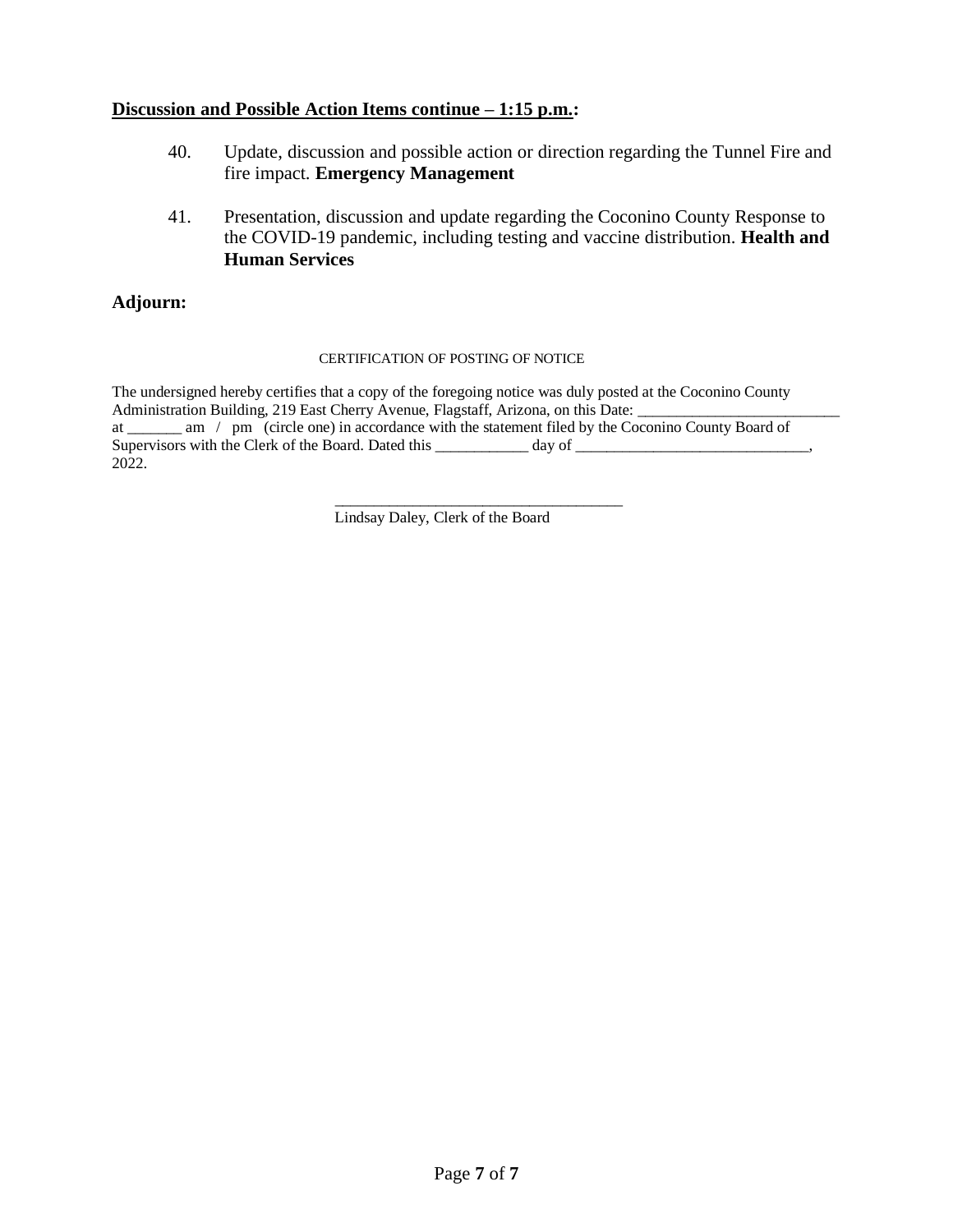**Discussion and Possible Action Items continue – 1:15 p.m.:**

40. Update, discussion and possible action or direction regarding the Tunnel Fire and fire impact. **Emergency Management**

41. Presentation, discussion and update regarding the Coconino County Response to the COVID-19 pandemic, including testing and vaccine distribution. **Health and Human Services**

**Adjourn:**

CERTIFICATION OF POSTING OF NOTICE

The undersigned hereby certifies that a copy of the foregoing notice was duly posted at the Coconino County Administration Building, 219 East Cherry Avenue, Flagstaff, Arizona, on this Date: __________________________ at _______ am / pm (circle one) in accordance with the statement filed by the Coconino County Board of Supervisors with the Clerk of the Board. Dated this ____________ day of _______________________________, 2022.

_____________________________________
Lindsay Daley, Clerk of the Board